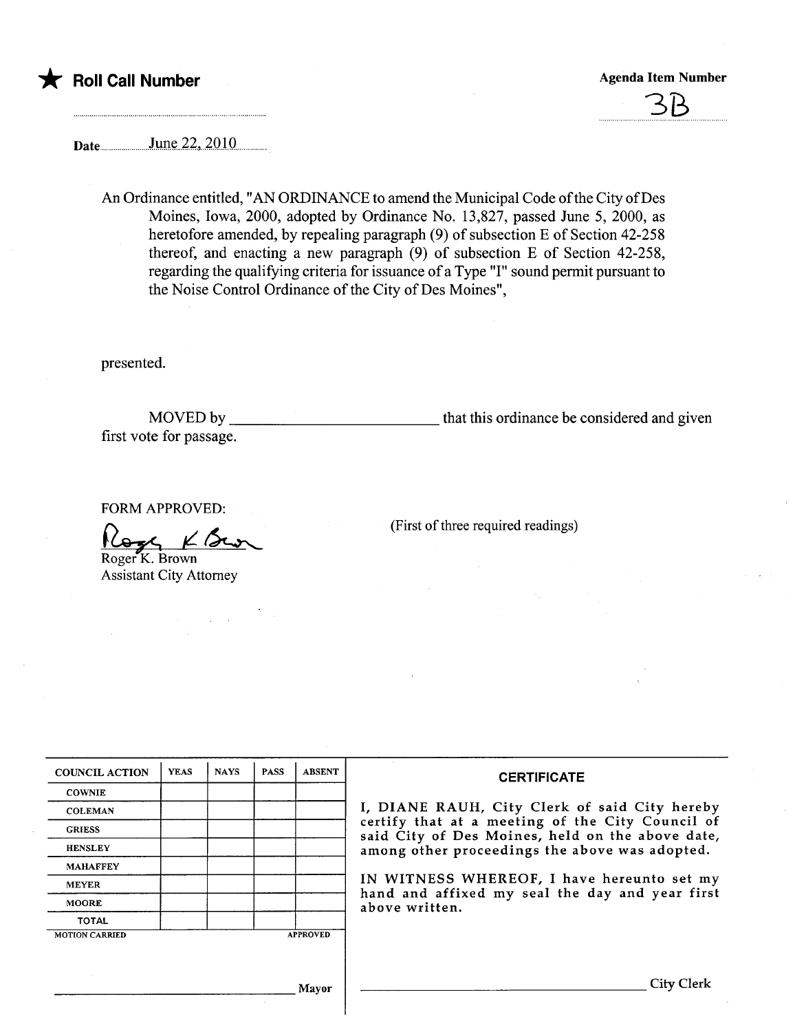★ **Roll Call Number**

**Agenda Item Number**

3B

**Date** June 22, 2010

An Ordinance entitled, "AN ORDINANCE to amend the Municipal Code of the City of Des Moines, Iowa, 2000, adopted by Ordinance No. 13,827, passed June 5, 2000, as heretofore amended, by repealing paragraph (9) of subsection E of Section 42-258 thereof, and enacting a new paragraph (9) of subsection E of Section 42-258, regarding the qualifying criteria for issuance of a Type "I" sound permit pursuant to the Noise Control Ordinance of the City of Des Moines",

presented.

MOVED by ___________________________ that this ordinance be considered and given first vote for passage.

FORM APPROVED:

Roger K. Brown
Assistant City Attorney

(First of three required readings)

| COUNCIL ACTION | YEAS | NAYS | PASS | ABSENT |
|---|---|---|---|---|
| COWNIE | | | | |
| COLEMAN | | | | |
| GRIESS | | | | |
| HENSLEY | | | | |
| MAHAFFEY | | | | |
| MEYER | | | | |
| MOORE | | | | |
| TOTAL | | | | |

MOTION CARRIED APPROVED

___________________________ Mayor

**CERTIFICATE**

I, DIANE RAUH, City Clerk of said City hereby certify that at a meeting of the City Council of said City of Des Moines, held on the above date, among other proceedings the above was adopted.

IN WITNESS WHEREOF, I have hereunto set my hand and affixed my seal the day and year first above written.

___________________________ City Clerk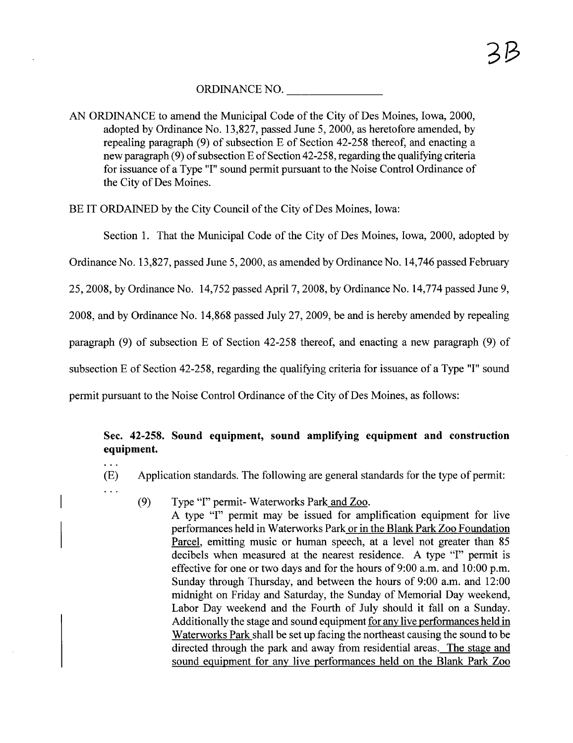ORDINANCE NO. ________________

AN ORDINANCE to amend the Municipal Code of the City of Des Moines, Iowa, 2000, adopted by Ordinance No. 13,827, passed June 5, 2000, as heretofore amended, by repealing paragraph (9) of subsection E of Section 42-258 thereof, and enacting a new paragraph (9) of subsection E of Section 42-258, regarding the qualifying criteria for issuance of a Type "I" sound permit pursuant to the Noise Control Ordinance of the City of Des Moines.

BE IT ORDAINED by the City Council of the City of Des Moines, Iowa:

Section 1. That the Municipal Code of the City of Des Moines, Iowa, 2000, adopted by Ordinance No. 13,827, passed June 5, 2000, as amended by Ordinance No. 14,746 passed February 25, 2008, by Ordinance No. 14,752 passed April 7, 2008, by Ordinance No. 14,774 passed June 9, 2008, and by Ordinance No. 14,868 passed July 27, 2009, be and is hereby amended by repealing paragraph (9) of subsection E of Section 42-258 thereof, and enacting a new paragraph (9) of subsection E of Section 42-258, regarding the qualifying criteria for issuance of a Type "I" sound permit pursuant to the Noise Control Ordinance of the City of Des Moines, as follows:

**Sec. 42-258. Sound equipment, sound amplifying equipment and construction equipment.**

...

(E) Application standards. The following are general standards for the type of permit:

...

(9) Type "I" permit- Waterworks Park and Zoo.
A type "I" permit may be issued for amplification equipment for live performances held in Waterworks Park or in the Blank Park Zoo Foundation Parcel, emitting music or human speech, at a level not greater than 85 decibels when measured at the nearest residence. A type "I" permit is effective for one or two days and for the hours of 9:00 a.m. and 10:00 p.m. Sunday through Thursday, and between the hours of 9:00 a.m. and 12:00 midnight on Friday and Saturday, the Sunday of Memorial Day weekend, Labor Day weekend and the Fourth of July should it fall on a Sunday. Additionally the stage and sound equipment for any live performances held in Waterworks Park shall be set up facing the northeast causing the sound to be directed through the park and away from residential areas. The stage and sound equipment for any live performances held on the Blank Park Zoo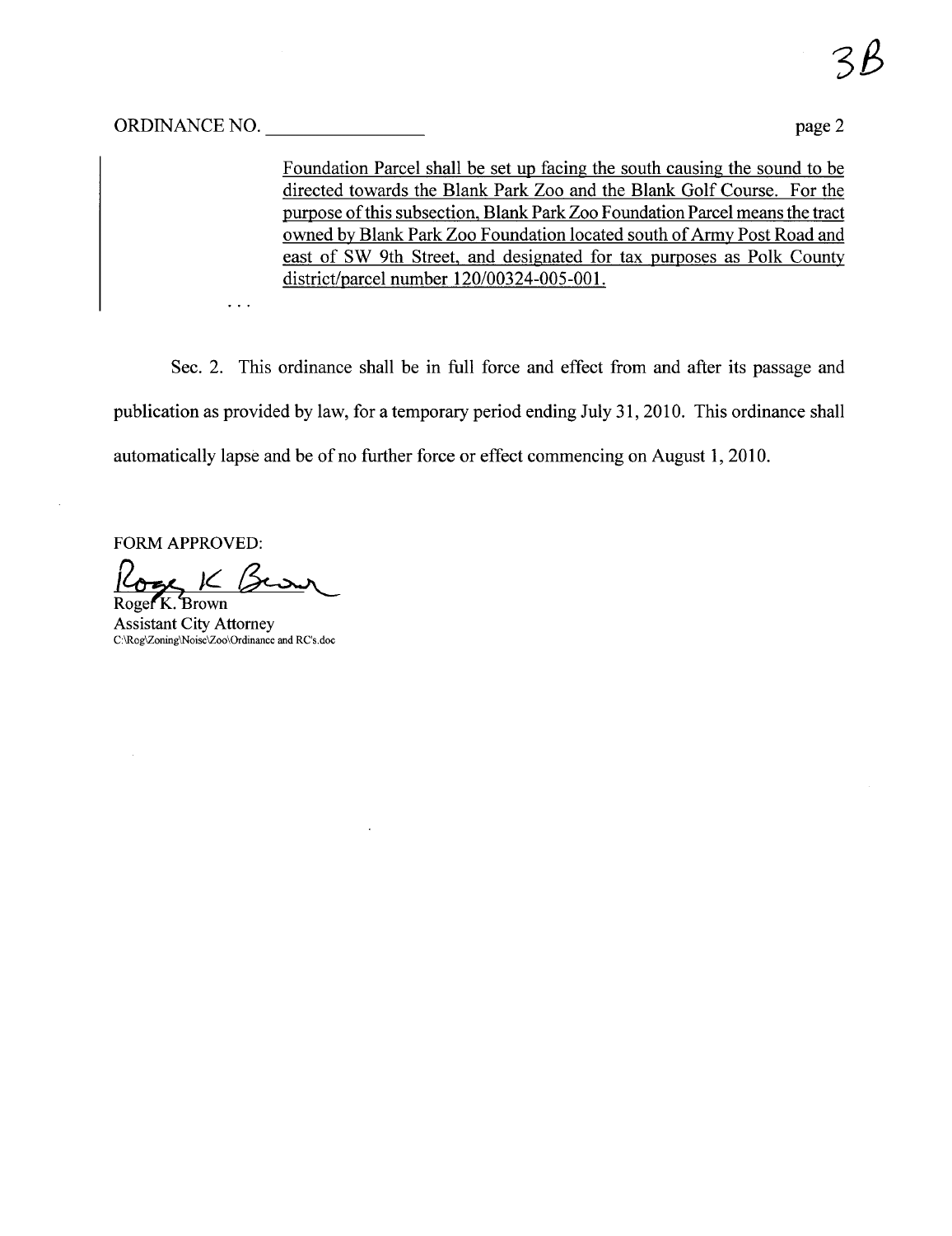3B

ORDINANCE NO. \_\_\_\_\_\_\_\_\_\_\_\_\_\_\_\_

Foundation Parcel shall be set up facing the south causing the sound to be directed towards the Blank Park Zoo and the Blank Golf Course. For the purpose of this subsection, Blank Park Zoo Foundation Parcel means the tract owned by Blank Park Zoo Foundation located south of Army Post Road and east of SW 9th Street, and designated for tax purposes as Polk County district/parcel number 120/00324-005-001.

. . .

Sec. 2. This ordinance shall be in full force and effect from and after its passage and publication as provided by law, for a temporary period ending July 31, 2010. This ordinance shall automatically lapse and be of no further force or effect commencing on August 1, 2010.

FORM APPROVED:

Roger K. Brown
Assistant City Attorney
C:\Rog\Zoning\Noise\Zoo\Ordinance and RC's.doc